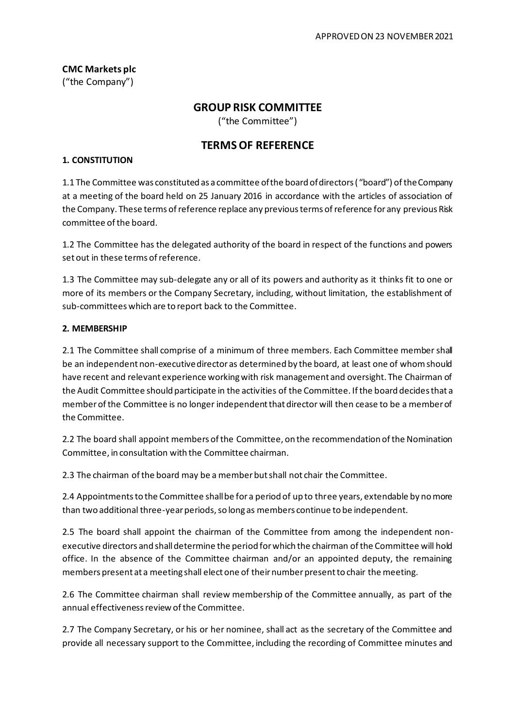APPROVED ON 23 NOVEMBER 2021

**CMC Markets plc**
("the Company")

# GROUP RISK COMMITTEE

("the Committee")

# TERMS OF REFERENCE

**1. CONSTITUTION**

1.1 The Committee was constituted as a committee of the board of directors ( "board") of the Company at a meeting of the board held on 25 January 2016 in accordance with the articles of association of the Company. These terms of reference replace any previous terms of reference for any previous Risk committee of the board.

1.2 The Committee has the delegated authority of the board in respect of the functions and powers set out in these terms of reference.

1.3 The Committee may sub-delegate any or all of its powers and authority as it thinks fit to one or more of its members or the Company Secretary, including, without limitation, the establishment of sub-committees which are to report back to the Committee.

**2. MEMBERSHIP**

2.1 The Committee shall comprise of a minimum of three members. Each Committee member shall be an independent non-executive director as determined by the board, at least one of whom should have recent and relevant experience working with risk management and oversight. The Chairman of the Audit Committee should participate in the activities of the Committee. If the board decides that a member of the Committee is no longer independent that director will then cease to be a member of the Committee.

2.2 The board shall appoint members of the Committee, on the recommendation of the Nomination Committee, in consultation with the Committee chairman.

2.3 The chairman of the board may be a member but shall not chair the Committee.

2.4 Appointments to the Committee shall be for a period of up to three years, extendable by no more than two additional three-year periods, so long as members continue to be independent.

2.5 The board shall appoint the chairman of the Committee from among the independent non-executive directors and shall determine the period for which the chairman of the Committee will hold office. In the absence of the Committee chairman and/or an appointed deputy, the remaining members present at a meeting shall elect one of their number present to chair the meeting.

2.6 The Committee chairman shall review membership of the Committee annually, as part of the annual effectiveness review of the Committee.

2.7 The Company Secretary, or his or her nominee, shall act as the secretary of the Committee and provide all necessary support to the Committee, including the recording of Committee minutes and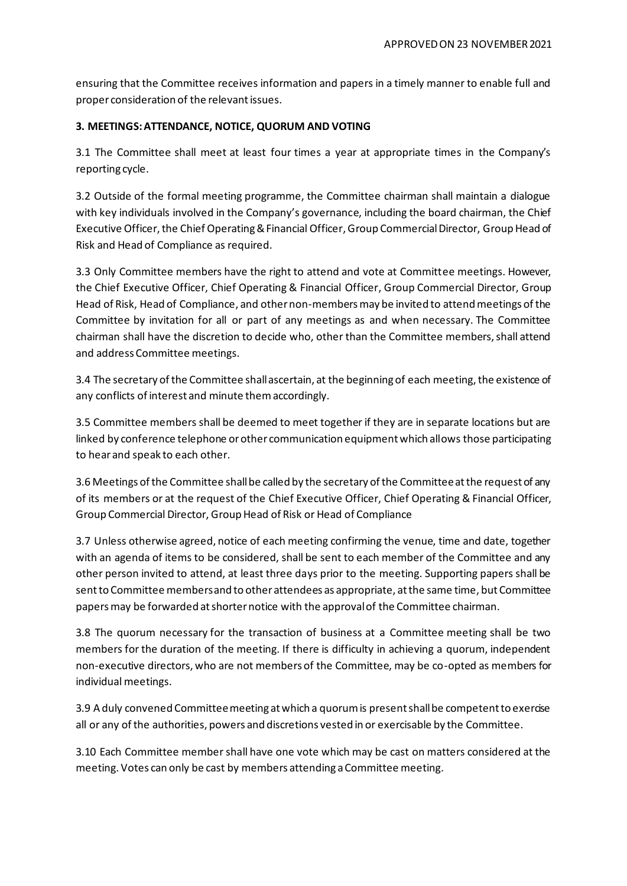ensuring that the Committee receives information and papers in a timely manner to enable full and proper consideration of the relevant issues.

**3. MEETINGS: ATTENDANCE, NOTICE, QUORUM AND VOTING**

3.1 The Committee shall meet at least four times a year at appropriate times in the Company's reporting cycle.

3.2 Outside of the formal meeting programme, the Committee chairman shall maintain a dialogue with key individuals involved in the Company's governance, including the board chairman, the Chief Executive Officer, the Chief Operating & Financial Officer, Group Commercial Director, Group Head of Risk and Head of Compliance as required.

3.3 Only Committee members have the right to attend and vote at Committee meetings. However, the Chief Executive Officer, Chief Operating & Financial Officer, Group Commercial Director, Group Head of Risk, Head of Compliance, and other non-members may be invited to attend meetings of the Committee by invitation for all or part of any meetings as and when necessary. The Committee chairman shall have the discretion to decide who, other than the Committee members, shall attend and address Committee meetings.

3.4 The secretary of the Committee shall ascertain, at the beginning of each meeting, the existence of any conflicts of interest and minute them accordingly.

3.5 Committee members shall be deemed to meet together if they are in separate locations but are linked by conference telephone or other communication equipment which allows those participating to hear and speak to each other.

3.6 Meetings of the Committee shall be called by the secretary of the Committee at the request of any of its members or at the request of the Chief Executive Officer, Chief Operating & Financial Officer, Group Commercial Director, Group Head of Risk or Head of Compliance

3.7 Unless otherwise agreed, notice of each meeting confirming the venue, time and date, together with an agenda of items to be considered, shall be sent to each member of the Committee and any other person invited to attend, at least three days prior to the meeting. Supporting papers shall be sent to Committee members and to other attendees as appropriate, at the same time, but Committee papers may be forwarded at shorter notice with the approval of the Committee chairman.

3.8 The quorum necessary for the transaction of business at a Committee meeting shall be two members for the duration of the meeting. If there is difficulty in achieving a quorum, independent non-executive directors, who are not members of the Committee, may be co-opted as members for individual meetings.

3.9 A duly convened Committee meeting at which a quorum is present shall be competent to exercise all or any of the authorities, powers and discretions vested in or exercisable by the Committee.

3.10 Each Committee member shall have one vote which may be cast on matters considered at the meeting. Votes can only be cast by members attending a Committee meeting.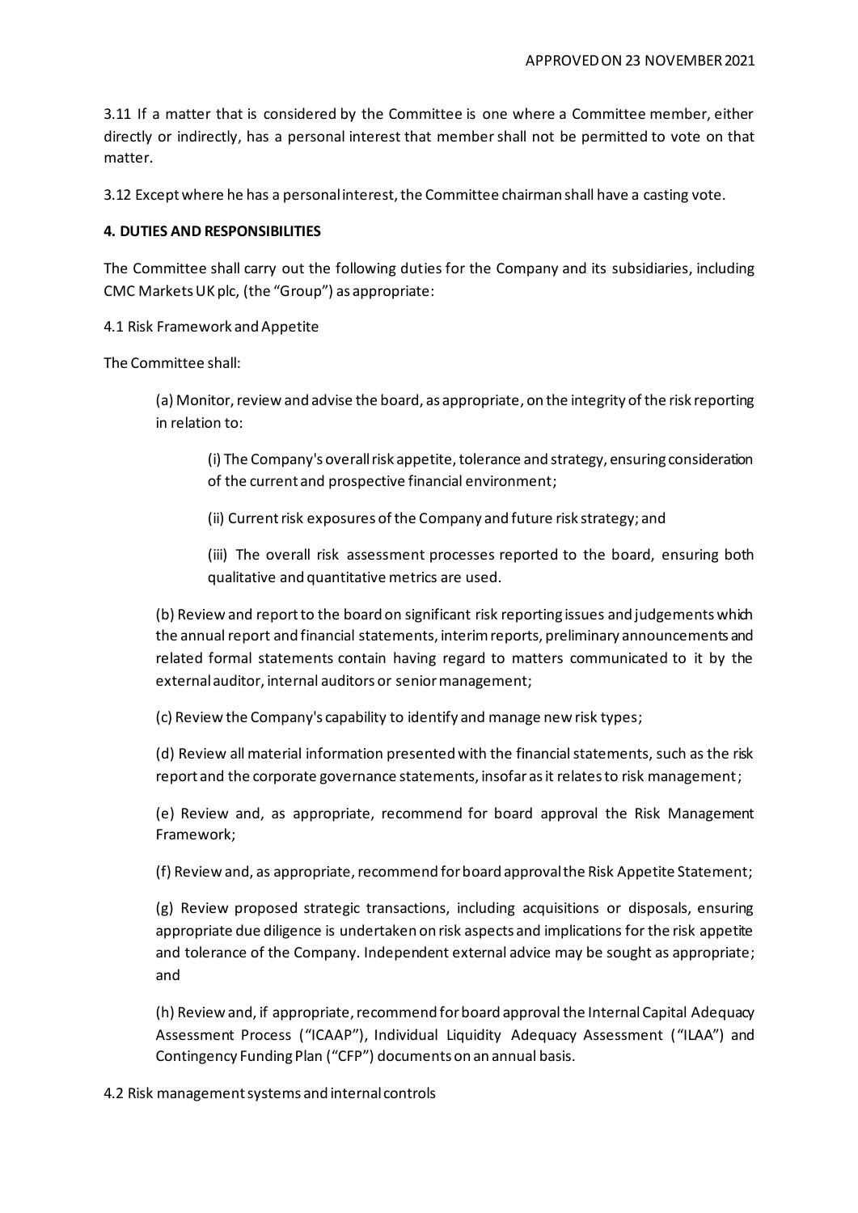3.11 If a matter that is considered by the Committee is one where a Committee member, either directly or indirectly, has a personal interest that member shall not be permitted to vote on that matter.

3.12 Except where he has a personal interest, the Committee chairman shall have a casting vote.

**4. DUTIES AND RESPONSIBILITIES**

The Committee shall carry out the following duties for the Company and its subsidiaries, including CMC Markets UK plc, (the "Group") as appropriate:

4.1 Risk Framework and Appetite

The Committee shall:

> (a) Monitor, review and advise the board, as appropriate, on the integrity of the risk reporting in relation to:
>
> > (i) The Company's overall risk appetite, tolerance and strategy, ensuring consideration of the current and prospective financial environment;
> >
> > (ii) Current risk exposures of the Company and future risk strategy; and
> >
> > (iii) The overall risk assessment processes reported to the board, ensuring both qualitative and quantitative metrics are used.
>
> (b) Review and report to the board on significant risk reporting issues and judgements which the annual report and financial statements, interim reports, preliminary announcements and related formal statements contain having regard to matters communicated to it by the external auditor, internal auditors or senior management;
>
> (c) Review the Company's capability to identify and manage new risk types;
>
> (d) Review all material information presented with the financial statements, such as the risk report and the corporate governance statements, insofar as it relates to risk management;
>
> (e) Review and, as appropriate, recommend for board approval the Risk Management Framework;
>
> (f) Review and, as appropriate, recommend for board approval the Risk Appetite Statement;
>
> (g) Review proposed strategic transactions, including acquisitions or disposals, ensuring appropriate due diligence is undertaken on risk aspects and implications for the risk appetite and tolerance of the Company. Independent external advice may be sought as appropriate; and
>
> (h) Review and, if appropriate, recommend for board approval the Internal Capital Adequacy Assessment Process ("ICAAP"), Individual Liquidity Adequacy Assessment ("ILAA") and Contingency Funding Plan ("CFP") documents on an annual basis.

4.2 Risk management systems and internal controls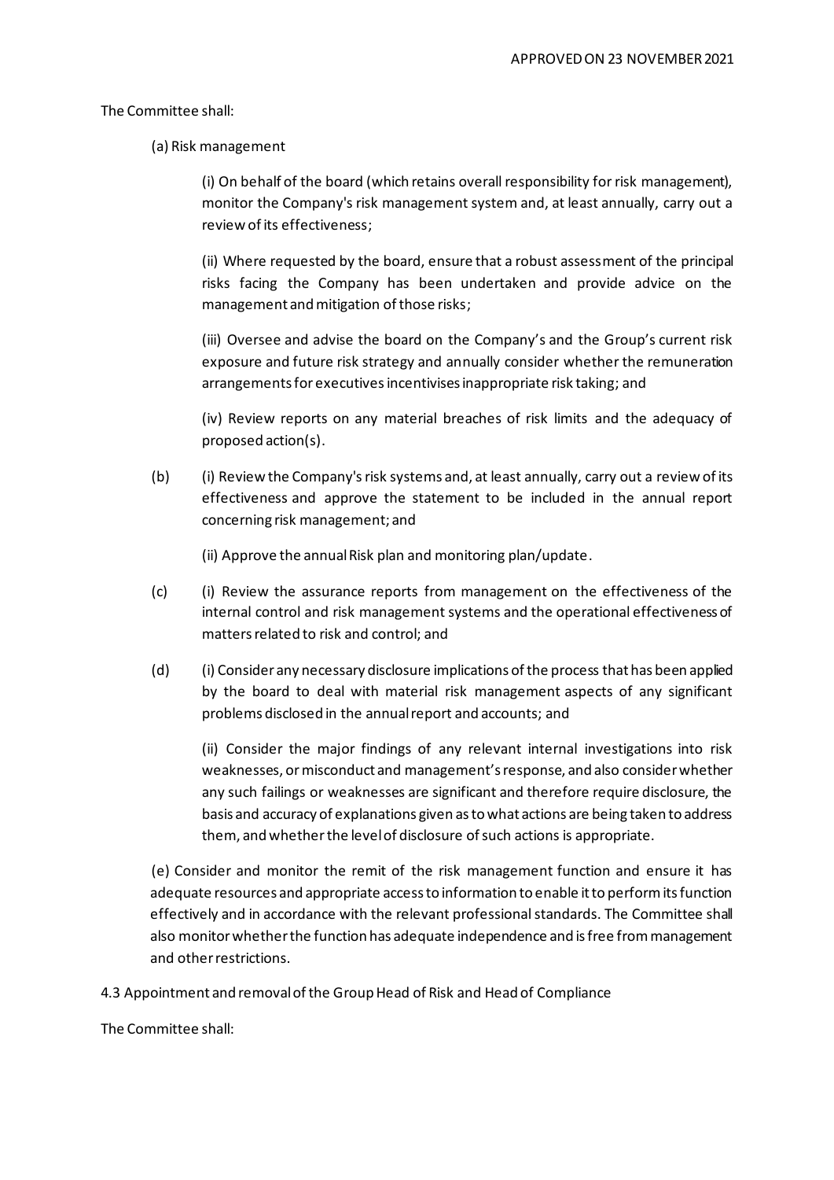The Committee shall:

(a) Risk management

(i) On behalf of the board (which retains overall responsibility for risk management), monitor the Company's risk management system and, at least annually, carry out a review of its effectiveness;

(ii) Where requested by the board, ensure that a robust assessment of the principal risks facing the Company has been undertaken and provide advice on the management and mitigation of those risks;

(iii) Oversee and advise the board on the Company's and the Group's current risk exposure and future risk strategy and annually consider whether the remuneration arrangements for executives incentivises inappropriate risk taking; and

(iv) Review reports on any material breaches of risk limits and the adequacy of proposed action(s).

(b) (i) Review the Company's risk systems and, at least annually, carry out a review of its effectiveness and approve the statement to be included in the annual report concerning risk management; and

(ii) Approve the annual Risk plan and monitoring plan/update.

(c) (i) Review the assurance reports from management on the effectiveness of the internal control and risk management systems and the operational effectiveness of matters related to risk and control; and

(d) (i) Consider any necessary disclosure implications of the process that has been applied by the board to deal with material risk management aspects of any significant problems disclosed in the annual report and accounts; and

(ii) Consider the major findings of any relevant internal investigations into risk weaknesses, or misconduct and management's response, and also consider whether any such failings or weaknesses are significant and therefore require disclosure, the basis and accuracy of explanations given as to what actions are being taken to address them, and whether the level of disclosure of such actions is appropriate.

(e) Consider and monitor the remit of the risk management function and ensure it has adequate resources and appropriate access to information to enable it to perform its function effectively and in accordance with the relevant professional standards. The Committee shall also monitor whether the function has adequate independence and is free from management and other restrictions.

4.3 Appointment and removal of the Group Head of Risk and Head of Compliance

The Committee shall: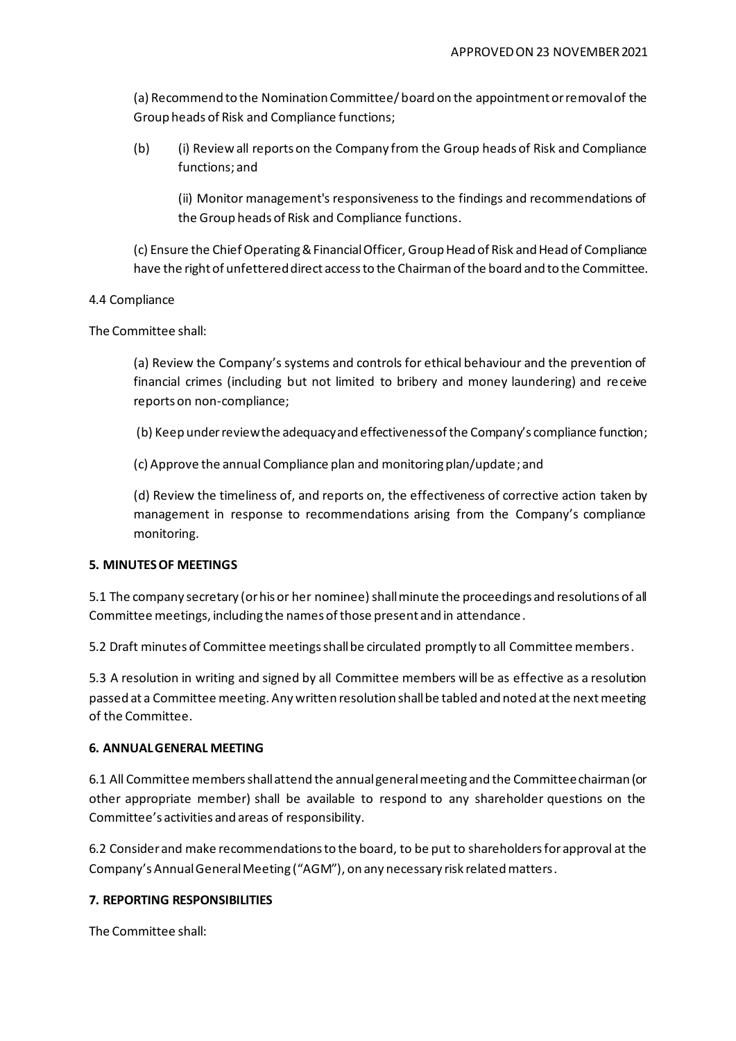(a) Recommend to the Nomination Committee/ board on the appointment or removal of the Group heads of Risk and Compliance functions;

(b) (i) Review all reports on the Company from the Group heads of Risk and Compliance functions; and

(ii) Monitor management's responsiveness to the findings and recommendations of the Group heads of Risk and Compliance functions.

(c) Ensure the Chief Operating & Financial Officer, Group Head of Risk and Head of Compliance have the right of unfettered direct access to the Chairman of the board and to the Committee.

4.4 Compliance

The Committee shall:

(a) Review the Company's systems and controls for ethical behaviour and the prevention of financial crimes (including but not limited to bribery and money laundering) and receive reports on non-compliance;

(b) Keep under review the adequacy and effectiveness of the Company's compliance function;

(c) Approve the annual Compliance plan and monitoring plan/update; and

(d) Review the timeliness of, and reports on, the effectiveness of corrective action taken by management in response to recommendations arising from the Company's compliance monitoring.

**5. MINUTES OF MEETINGS**

5.1 The company secretary (or his or her nominee) shall minute the proceedings and resolutions of all Committee meetings, including the names of those present and in attendance.

5.2 Draft minutes of Committee meetings shall be circulated promptly to all Committee members.

5.3 A resolution in writing and signed by all Committee members will be as effective as a resolution passed at a Committee meeting. Any written resolution shall be tabled and noted at the next meeting of the Committee.

**6. ANNUAL GENERAL MEETING**

6.1 All Committee members shall attend the annual general meeting and the Committee chairman (or other appropriate member) shall be available to respond to any shareholder questions on the Committee's activities and areas of responsibility.

6.2 Consider and make recommendations to the board, to be put to shareholders for approval at the Company's Annual General Meeting ("AGM"), on any necessary risk related matters.

**7. REPORTING RESPONSIBILITIES**

The Committee shall: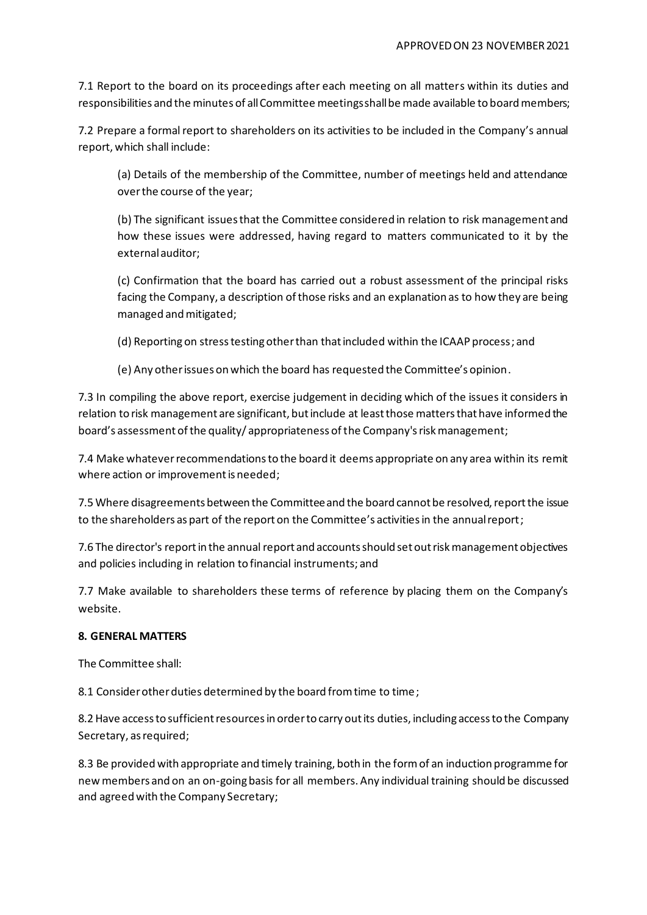7.1 Report to the board on its proceedings after each meeting on all matters within its duties and responsibilities and the minutes of all Committee meetings shall be made available to board members;

7.2 Prepare a formal report to shareholders on its activities to be included in the Company's annual report, which shall include:

(a) Details of the membership of the Committee, number of meetings held and attendance over the course of the year;

(b) The significant issues that the Committee considered in relation to risk management and how these issues were addressed, having regard to matters communicated to it by the external auditor;

(c) Confirmation that the board has carried out a robust assessment of the principal risks facing the Company, a description of those risks and an explanation as to how they are being managed and mitigated;

(d) Reporting on stress testing other than that included within the ICAAP process; and

(e) Any other issues on which the board has requested the Committee's opinion.

7.3 In compiling the above report, exercise judgement in deciding which of the issues it considers in relation to risk management are significant, but include at least those matters that have informed the board's assessment of the quality/ appropriateness of the Company's risk management;

7.4 Make whatever recommendations to the board it deems appropriate on any area within its remit where action or improvement is needed;

7.5 Where disagreements between the Committee and the board cannot be resolved, report the issue to the shareholders as part of the report on the Committee's activities in the annual report;

7.6 The director's report in the annual report and accounts should set out risk management objectives and policies including in relation to financial instruments; and

7.7 Make available to shareholders these terms of reference by placing them on the Company's website.

**8. GENERAL MATTERS**

The Committee shall:

8.1 Consider other duties determined by the board from time to time;

8.2 Have access to sufficient resources in order to carry out its duties, including access to the Company Secretary, as required;

8.3 Be provided with appropriate and timely training, both in the form of an induction programme for new members and on an on-going basis for all members. Any individual training should be discussed and agreed with the Company Secretary;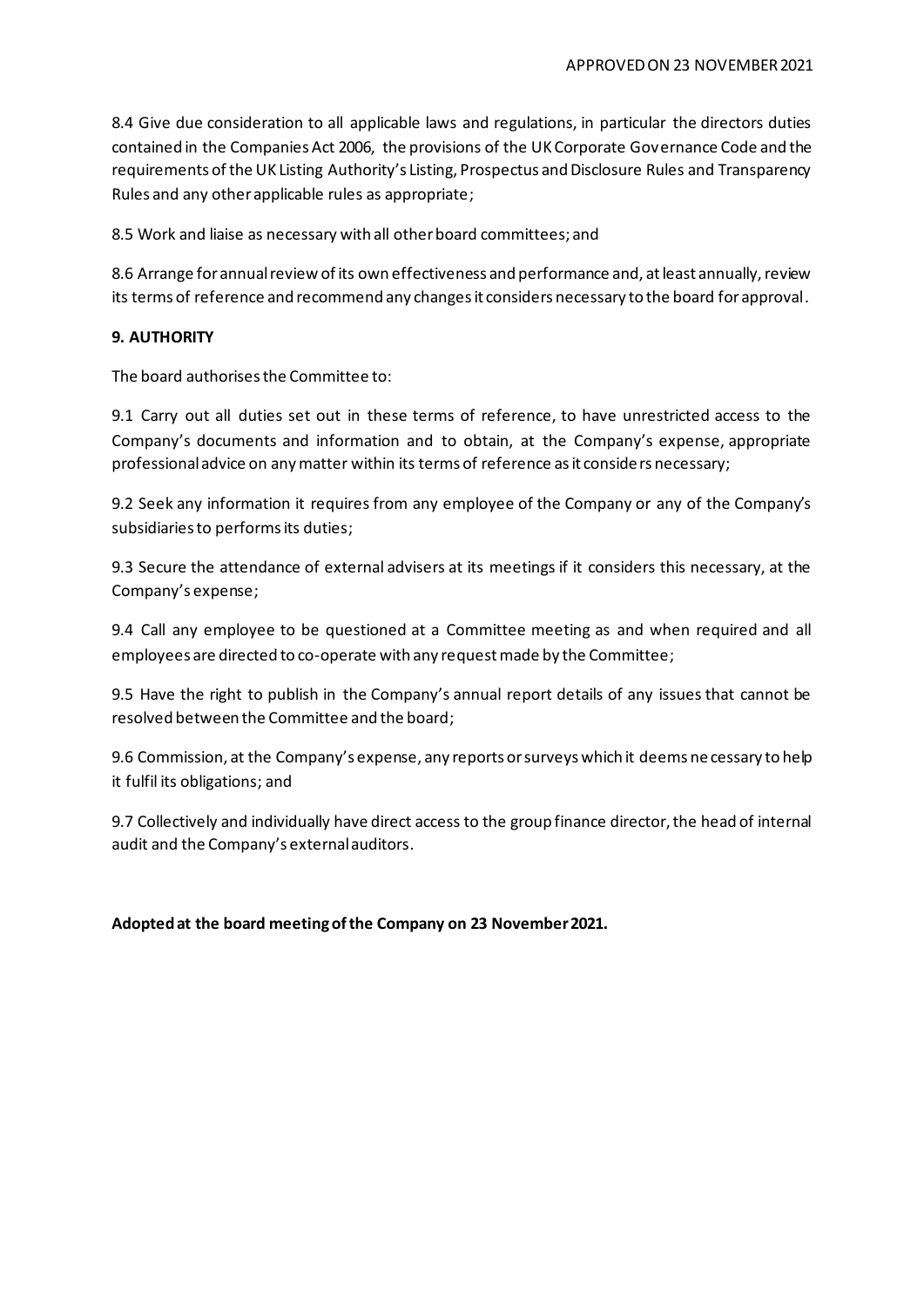8.4 Give due consideration to all applicable laws and regulations, in particular the directors duties contained in the Companies Act 2006, the provisions of the UK Corporate Governance Code and the requirements of the UK Listing Authority's Listing, Prospectus and Disclosure Rules and Transparency Rules and any other applicable rules as appropriate;

8.5 Work and liaise as necessary with all other board committees; and

8.6 Arrange for annual review of its own effectiveness and performance and, at least annually, review its terms of reference and recommend any changes it considers necessary to the board for approval.

**9. AUTHORITY**

The board authorises the Committee to:

9.1 Carry out all duties set out in these terms of reference, to have unrestricted access to the Company's documents and information and to obtain, at the Company's expense, appropriate professional advice on any matter within its terms of reference as it considers necessary;

9.2 Seek any information it requires from any employee of the Company or any of the Company's subsidiaries to performs its duties;

9.3 Secure the attendance of external advisers at its meetings if it considers this necessary, at the Company's expense;

9.4 Call any employee to be questioned at a Committee meeting as and when required and all employees are directed to co-operate with any request made by the Committee;

9.5 Have the right to publish in the Company's annual report details of any issues that cannot be resolved between the Committee and the board;

9.6 Commission, at the Company's expense, any reports or surveys which it deems necessary to help it fulfil its obligations; and

9.7 Collectively and individually have direct access to the group finance director, the head of internal audit and the Company's external auditors.

**Adopted at the board meeting of the Company on 23 November 2021.**